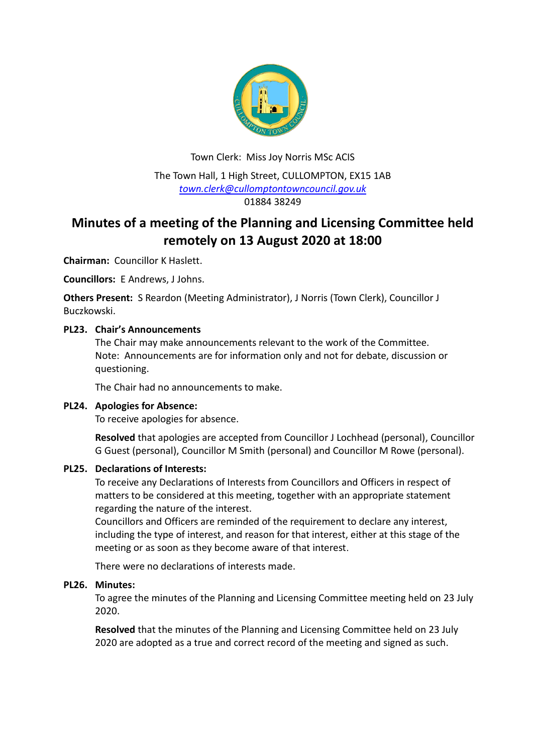Town Clerk: Miss Joy Norris MSc ACIS

The Town Hall, 1 High Street, CULLOMPTON, EX15 1AB
town.clerk@cullomptontowncouncil.gov.uk
01884 38249

# Minutes of a meeting of the Planning and Licensing Committee held remotely on 13 August 2020 at 18:00

**Chairman:** Councillor K Haslett.

**Councillors:** E Andrews, J Johns.

**Others Present:** S Reardon (Meeting Administrator), J Norris (Town Clerk), Councillor J Buczkowski.

### PL23. Chair's Announcements

The Chair may make announcements relevant to the work of the Committee.
Note: Announcements are for information only and not for debate, discussion or questioning.

The Chair had no announcements to make.

### PL24. Apologies for Absence:

To receive apologies for absence.

**Resolved** that apologies are accepted from Councillor J Lochhead (personal), Councillor G Guest (personal), Councillor M Smith (personal) and Councillor M Rowe (personal).

### PL25. Declarations of Interests:

To receive any Declarations of Interests from Councillors and Officers in respect of matters to be considered at this meeting, together with an appropriate statement regarding the nature of the interest.
Councillors and Officers are reminded of the requirement to declare any interest, including the type of interest, and reason for that interest, either at this stage of the meeting or as soon as they become aware of that interest.

There were no declarations of interests made.

### PL26. Minutes:

To agree the minutes of the Planning and Licensing Committee meeting held on 23 July 2020.

**Resolved** that the minutes of the Planning and Licensing Committee held on 23 July 2020 are adopted as a true and correct record of the meeting and signed as such.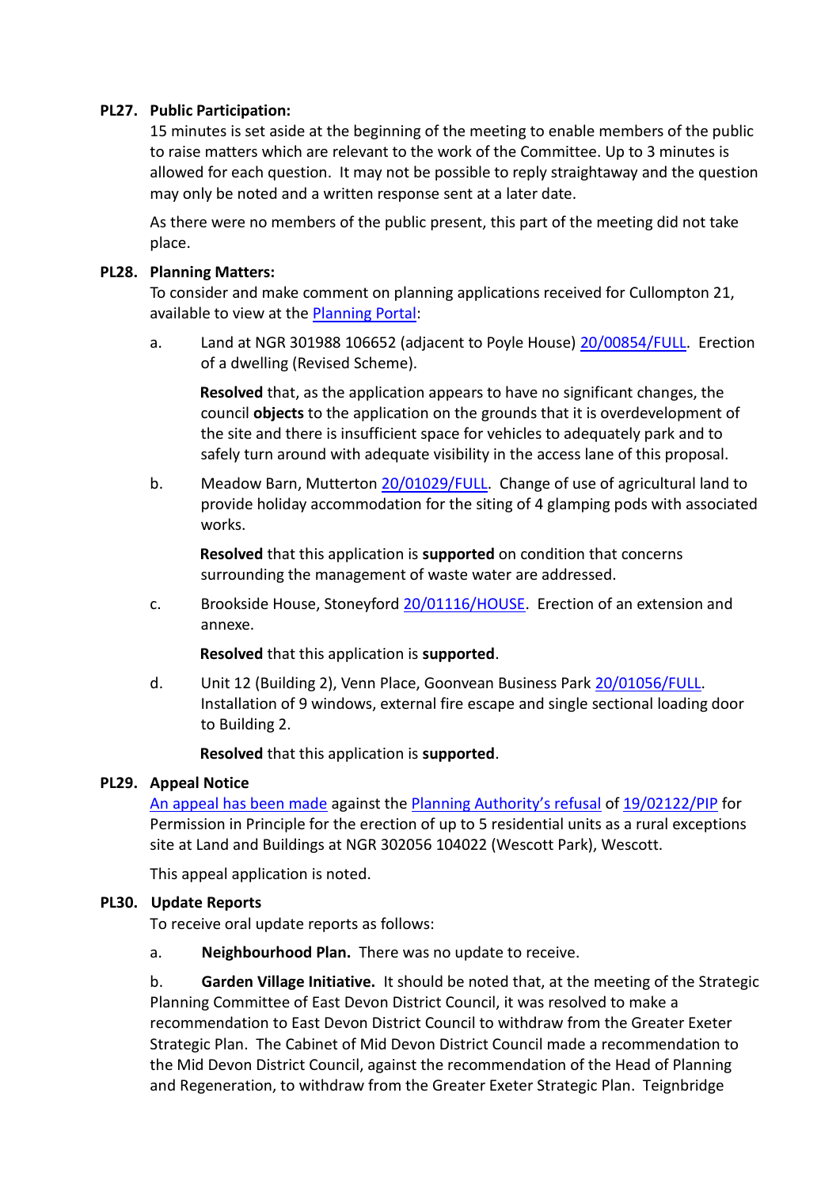**PL27. Public Participation:**

15 minutes is set aside at the beginning of the meeting to enable members of the public to raise matters which are relevant to the work of the Committee. Up to 3 minutes is allowed for each question. It may not be possible to reply straightaway and the question may only be noted and a written response sent at a later date.

As there were no members of the public present, this part of the meeting did not take place.

**PL28. Planning Matters:**

To consider and make comment on planning applications received for Cullompton 21, available to view at the Planning Portal:

a. Land at NGR 301988 106652 (adjacent to Poyle House) 20/00854/FULL. Erection of a dwelling (Revised Scheme).

**Resolved** that, as the application appears to have no significant changes, the council **objects** to the application on the grounds that it is overdevelopment of the site and there is insufficient space for vehicles to adequately park and to safely turn around with adequate visibility in the access lane of this proposal.

b. Meadow Barn, Mutterton 20/01029/FULL. Change of use of agricultural land to provide holiday accommodation for the siting of 4 glamping pods with associated works.

**Resolved** that this application is **supported** on condition that concerns surrounding the management of waste water are addressed.

c. Brookside House, Stoneyford 20/01116/HOUSE. Erection of an extension and annexe.

**Resolved** that this application is **supported**.

d. Unit 12 (Building 2), Venn Place, Goonvean Business Park 20/01056/FULL. Installation of 9 windows, external fire escape and single sectional loading door to Building 2.

**Resolved** that this application is **supported**.

**PL29. Appeal Notice**

An appeal has been made against the Planning Authority's refusal of 19/02122/PIP for Permission in Principle for the erection of up to 5 residential units as a rural exceptions site at Land and Buildings at NGR 302056 104022 (Wescott Park), Wescott.

This appeal application is noted.

**PL30. Update Reports**

To receive oral update reports as follows:

a. **Neighbourhood Plan.** There was no update to receive.

b. **Garden Village Initiative.** It should be noted that, at the meeting of the Strategic Planning Committee of East Devon District Council, it was resolved to make a recommendation to East Devon District Council to withdraw from the Greater Exeter Strategic Plan. The Cabinet of Mid Devon District Council made a recommendation to the Mid Devon District Council, against the recommendation of the Head of Planning and Regeneration, to withdraw from the Greater Exeter Strategic Plan. Teignbridge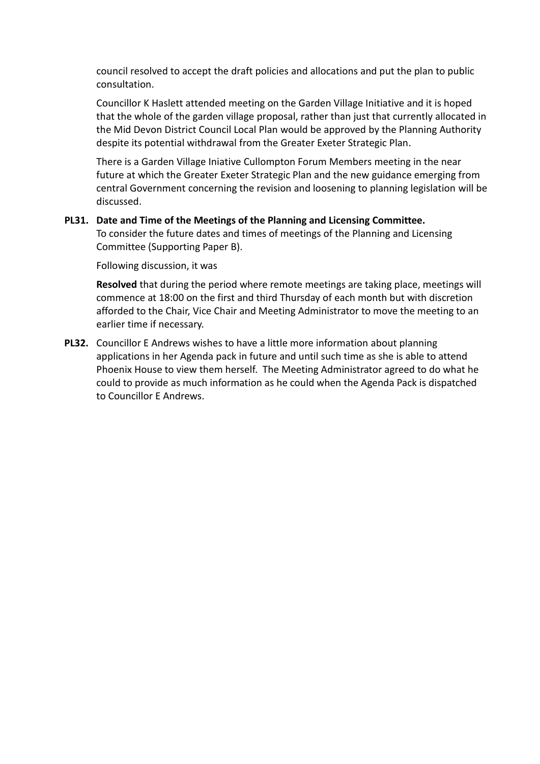council resolved to accept the draft policies and allocations and put the plan to public consultation.

Councillor K Haslett attended meeting on the Garden Village Initiative and it is hoped that the whole of the garden village proposal, rather than just that currently allocated in the Mid Devon District Council Local Plan would be approved by the Planning Authority despite its potential withdrawal from the Greater Exeter Strategic Plan.

There is a Garden Village Iniative Cullompton Forum Members meeting in the near future at which the Greater Exeter Strategic Plan and the new guidance emerging from central Government concerning the revision and loosening to planning legislation will be discussed.

**PL31. Date and Time of the Meetings of the Planning and Licensing Committee.**
To consider the future dates and times of meetings of the Planning and Licensing Committee (Supporting Paper B).

Following discussion, it was

**Resolved** that during the period where remote meetings are taking place, meetings will commence at 18:00 on the first and third Thursday of each month but with discretion afforded to the Chair, Vice Chair and Meeting Administrator to move the meeting to an earlier time if necessary.

**PL32.** Councillor E Andrews wishes to have a little more information about planning applications in her Agenda pack in future and until such time as she is able to attend Phoenix House to view them herself. The Meeting Administrator agreed to do what he could to provide as much information as he could when the Agenda Pack is dispatched to Councillor E Andrews.